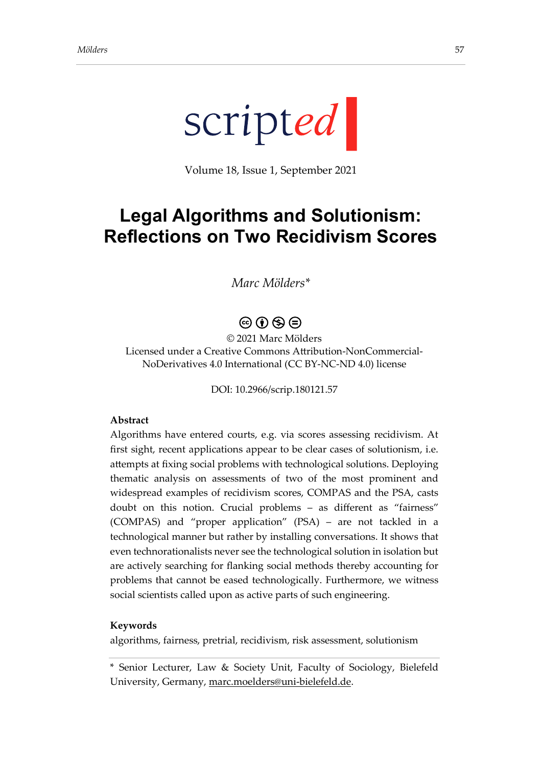scripted

Volume 18, Issue 1, September 2021

# Legal Algorithms and Solutionism: Reflections on Two Recidivism Scores

*Marc Mölders**

© 2021 Marc Mölders
Licensed under a Creative Commons Attribution-NonCommercial-NoDerivatives 4.0 International (CC BY-NC-ND 4.0) license

DOI: 10.2966/scrip.180121.57

**Abstract**

Algorithms have entered courts, e.g. via scores assessing recidivism. At first sight, recent applications appear to be clear cases of solutionism, i.e. attempts at fixing social problems with technological solutions. Deploying thematic analysis on assessments of two of the most prominent and widespread examples of recidivism scores, COMPAS and the PSA, casts doubt on this notion. Crucial problems – as different as "fairness" (COMPAS) and "proper application" (PSA) – are not tackled in a technological manner but rather by installing conversations. It shows that even technorationalists never see the technological solution in isolation but are actively searching for flanking social methods thereby accounting for problems that cannot be eased technologically. Furthermore, we witness social scientists called upon as active parts of such engineering.

**Keywords**

algorithms, fairness, pretrial, recidivism, risk assessment, solutionism

* Senior Lecturer, Law & Society Unit, Faculty of Sociology, Bielefeld University, Germany, marc.moelders@uni-bielefeld.de.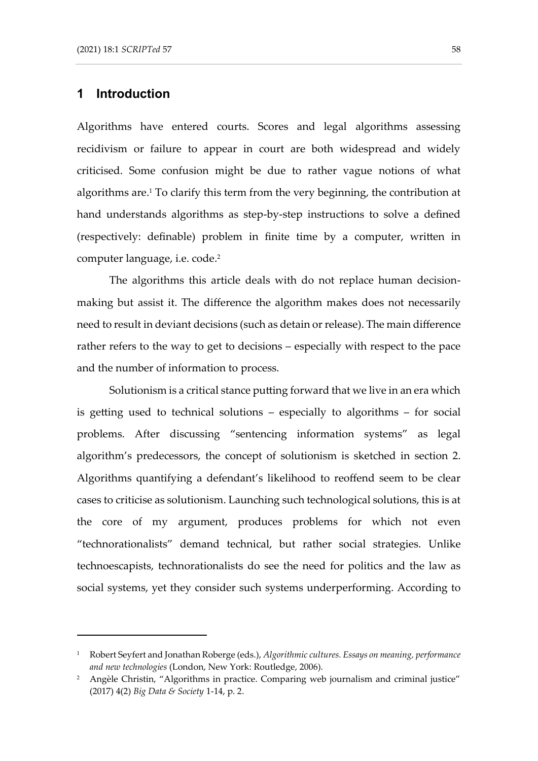## 1 Introduction

Algorithms have entered courts. Scores and legal algorithms assessing recidivism or failure to appear in court are both widespread and widely criticised. Some confusion might be due to rather vague notions of what algorithms are.[1] To clarify this term from the very beginning, the contribution at hand understands algorithms as step-by-step instructions to solve a defined (respectively: definable) problem in finite time by a computer, written in computer language, i.e. code.[2]

The algorithms this article deals with do not replace human decision-making but assist it. The difference the algorithm makes does not necessarily need to result in deviant decisions (such as detain or release). The main difference rather refers to the way to get to decisions – especially with respect to the pace and the number of information to process.

Solutionism is a critical stance putting forward that we live in an era which is getting used to technical solutions – especially to algorithms – for social problems. After discussing "sentencing information systems" as legal algorithm's predecessors, the concept of solutionism is sketched in section 2. Algorithms quantifying a defendant's likelihood to reoffend seem to be clear cases to criticise as solutionism. Launching such technological solutions, this is at the core of my argument, produces problems for which not even "technorationalists" demand technical, but rather social strategies. Unlike technoescapists, technorationalists do see the need for politics and the law as social systems, yet they consider such systems underperforming. According to

---

[1] Robert Seyfert and Jonathan Roberge (eds.), *Algorithmic cultures. Essays on meaning, performance and new technologies* (London, New York: Routledge, 2006).

[2] Angèle Christin, "Algorithms in practice. Comparing web journalism and criminal justice" (2017) 4(2) *Big Data & Society* 1-14, p. 2.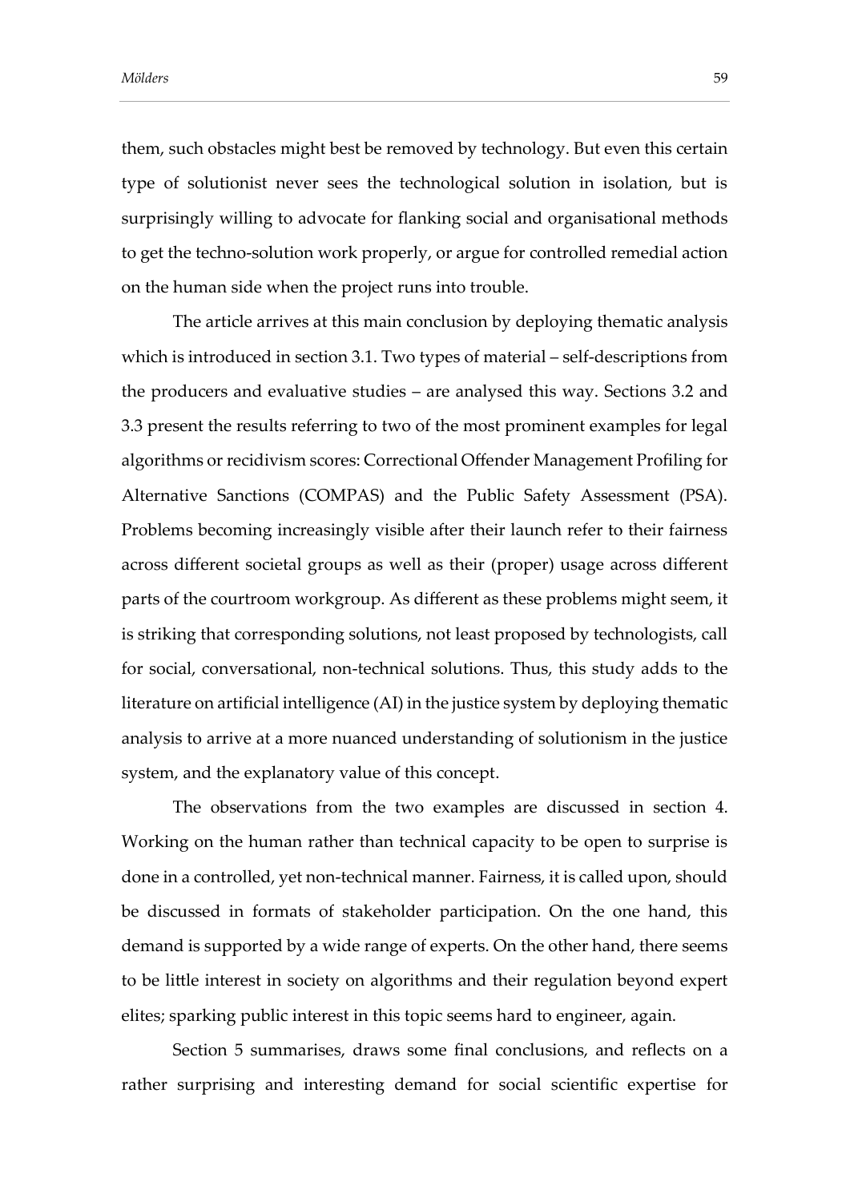them, such obstacles might best be removed by technology. But even this certain type of solutionist never sees the technological solution in isolation, but is surprisingly willing to advocate for flanking social and organisational methods to get the techno-solution work properly, or argue for controlled remedial action on the human side when the project runs into trouble.

The article arrives at this main conclusion by deploying thematic analysis which is introduced in section 3.1. Two types of material – self-descriptions from the producers and evaluative studies – are analysed this way. Sections 3.2 and 3.3 present the results referring to two of the most prominent examples for legal algorithms or recidivism scores: Correctional Offender Management Profiling for Alternative Sanctions (COMPAS) and the Public Safety Assessment (PSA). Problems becoming increasingly visible after their launch refer to their fairness across different societal groups as well as their (proper) usage across different parts of the courtroom workgroup. As different as these problems might seem, it is striking that corresponding solutions, not least proposed by technologists, call for social, conversational, non-technical solutions. Thus, this study adds to the literature on artificial intelligence (AI) in the justice system by deploying thematic analysis to arrive at a more nuanced understanding of solutionism in the justice system, and the explanatory value of this concept.

The observations from the two examples are discussed in section 4. Working on the human rather than technical capacity to be open to surprise is done in a controlled, yet non-technical manner. Fairness, it is called upon, should be discussed in formats of stakeholder participation. On the one hand, this demand is supported by a wide range of experts. On the other hand, there seems to be little interest in society on algorithms and their regulation beyond expert elites; sparking public interest in this topic seems hard to engineer, again.

Section 5 summarises, draws some final conclusions, and reflects on a rather surprising and interesting demand for social scientific expertise for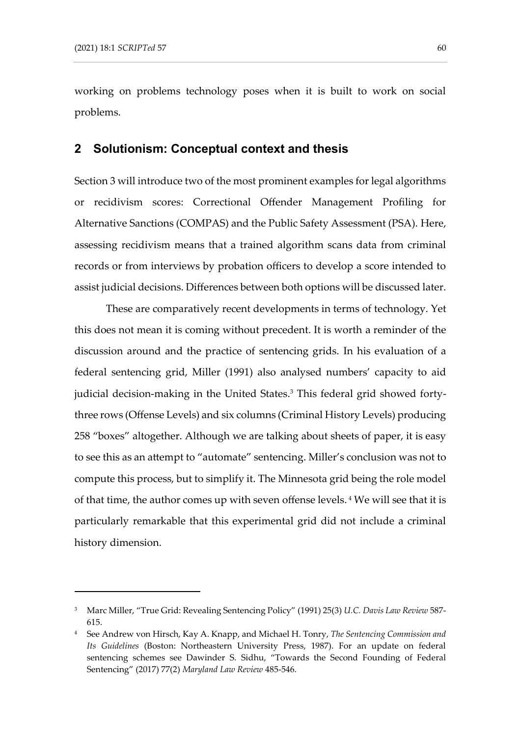working on problems technology poses when it is built to work on social problems.

## 2 Solutionism: Conceptual context and thesis

Section 3 will introduce two of the most prominent examples for legal algorithms or recidivism scores: Correctional Offender Management Profiling for Alternative Sanctions (COMPAS) and the Public Safety Assessment (PSA). Here, assessing recidivism means that a trained algorithm scans data from criminal records or from interviews by probation officers to develop a score intended to assist judicial decisions. Differences between both options will be discussed later.

These are comparatively recent developments in terms of technology. Yet this does not mean it is coming without precedent. It is worth a reminder of the discussion around and the practice of sentencing grids. In his evaluation of a federal sentencing grid, Miller (1991) also analysed numbers' capacity to aid judicial decision-making in the United States.[3] This federal grid showed forty-three rows (Offense Levels) and six columns (Criminal History Levels) producing 258 "boxes" altogether. Although we are talking about sheets of paper, it is easy to see this as an attempt to "automate" sentencing. Miller's conclusion was not to compute this process, but to simplify it. The Minnesota grid being the role model of that time, the author comes up with seven offense levels. [4] We will see that it is particularly remarkable that this experimental grid did not include a criminal history dimension.

[3] Marc Miller, "True Grid: Revealing Sentencing Policy" (1991) 25(3) *U.C. Davis Law Review* 587-615.

[4] See Andrew von Hirsch, Kay A. Knapp, and Michael H. Tonry, *The Sentencing Commission and Its Guidelines* (Boston: Northeastern University Press, 1987). For an update on federal sentencing schemes see Dawinder S. Sidhu, "Towards the Second Founding of Federal Sentencing" (2017) 77(2) *Maryland Law Review* 485-546.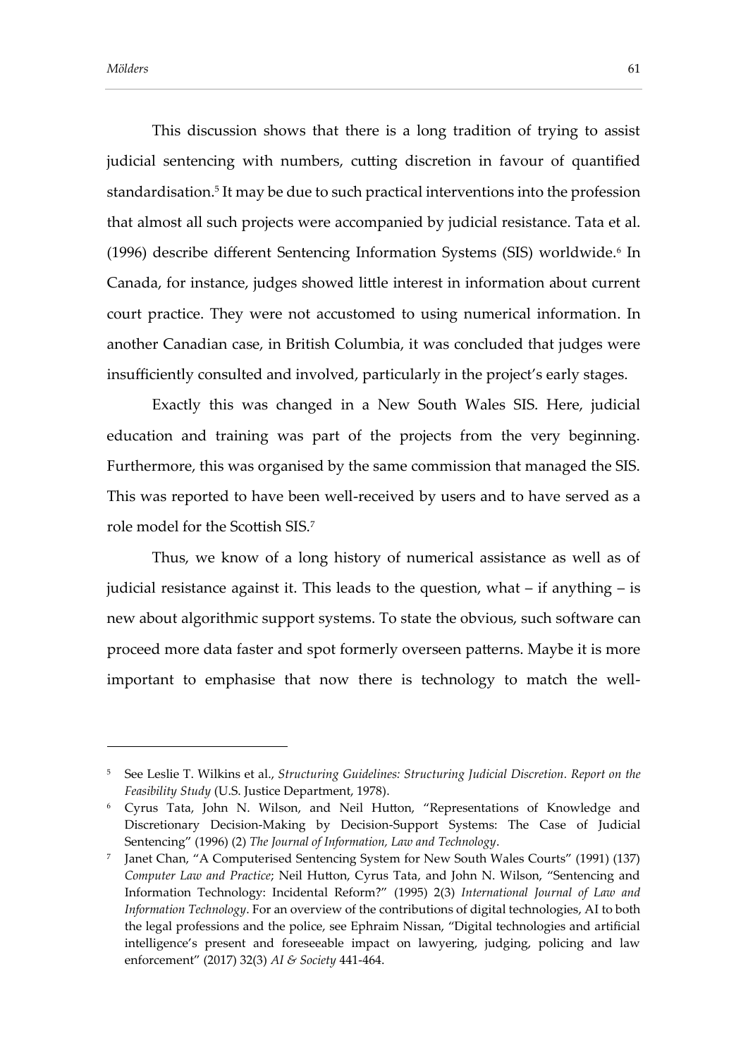This discussion shows that there is a long tradition of trying to assist judicial sentencing with numbers, cutting discretion in favour of quantified standardisation.[5] It may be due to such practical interventions into the profession that almost all such projects were accompanied by judicial resistance. Tata et al. (1996) describe different Sentencing Information Systems (SIS) worldwide.[6] In Canada, for instance, judges showed little interest in information about current court practice. They were not accustomed to using numerical information. In another Canadian case, in British Columbia, it was concluded that judges were insufficiently consulted and involved, particularly in the project's early stages.

Exactly this was changed in a New South Wales SIS. Here, judicial education and training was part of the projects from the very beginning. Furthermore, this was organised by the same commission that managed the SIS. This was reported to have been well-received by users and to have served as a role model for the Scottish SIS.[7]

Thus, we know of a long history of numerical assistance as well as of judicial resistance against it. This leads to the question, what – if anything – is new about algorithmic support systems. To state the obvious, such software can proceed more data faster and spot formerly overseen patterns. Maybe it is more important to emphasise that now there is technology to match the well-

---

[5] See Leslie T. Wilkins et al., *Structuring Guidelines: Structuring Judicial Discretion. Report on the Feasibility Study* (U.S. Justice Department, 1978).

[6] Cyrus Tata, John N. Wilson, and Neil Hutton, "Representations of Knowledge and Discretionary Decision-Making by Decision-Support Systems: The Case of Judicial Sentencing" (1996) (2) *The Journal of Information, Law and Technology*.

[7] Janet Chan, "A Computerised Sentencing System for New South Wales Courts" (1991) (137) *Computer Law and Practice*; Neil Hutton, Cyrus Tata, and John N. Wilson, "Sentencing and Information Technology: Incidental Reform?" (1995) 2(3) *International Journal of Law and Information Technology*. For an overview of the contributions of digital technologies, AI to both the legal professions and the police, see Ephraim Nissan, "Digital technologies and artificial intelligence's present and foreseeable impact on lawyering, judging, policing and law enforcement" (2017) 32(3) *AI & Society* 441-464.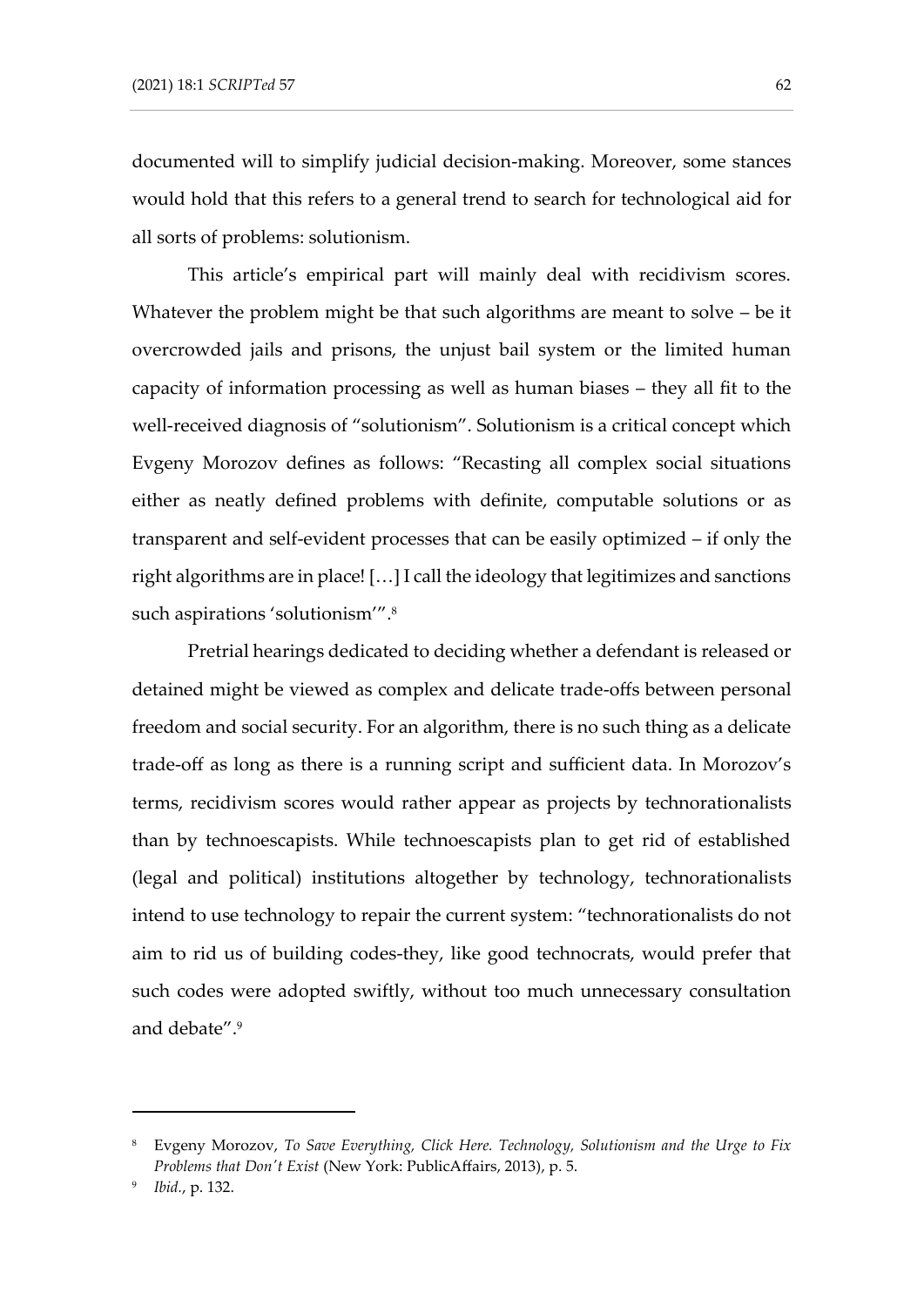documented will to simplify judicial decision-making. Moreover, some stances would hold that this refers to a general trend to search for technological aid for all sorts of problems: solutionism.

This article's empirical part will mainly deal with recidivism scores. Whatever the problem might be that such algorithms are meant to solve – be it overcrowded jails and prisons, the unjust bail system or the limited human capacity of information processing as well as human biases – they all fit to the well-received diagnosis of "solutionism". Solutionism is a critical concept which Evgeny Morozov defines as follows: "Recasting all complex social situations either as neatly defined problems with definite, computable solutions or as transparent and self-evident processes that can be easily optimized – if only the right algorithms are in place! […] I call the ideology that legitimizes and sanctions such aspirations 'solutionism'".[8]

Pretrial hearings dedicated to deciding whether a defendant is released or detained might be viewed as complex and delicate trade-offs between personal freedom and social security. For an algorithm, there is no such thing as a delicate trade-off as long as there is a running script and sufficient data. In Morozov's terms, recidivism scores would rather appear as projects by technorationalists than by technoescapists. While technoescapists plan to get rid of established (legal and political) institutions altogether by technology, technorationalists intend to use technology to repair the current system: "technorationalists do not aim to rid us of building codes-they, like good technocrats, would prefer that such codes were adopted swiftly, without too much unnecessary consultation and debate".[9]

---

[8] Evgeny Morozov, *To Save Everything, Click Here. Technology, Solutionism and the Urge to Fix Problems that Don't Exist* (New York: PublicAffairs, 2013), p. 5.

[9] *Ibid.*, p. 132.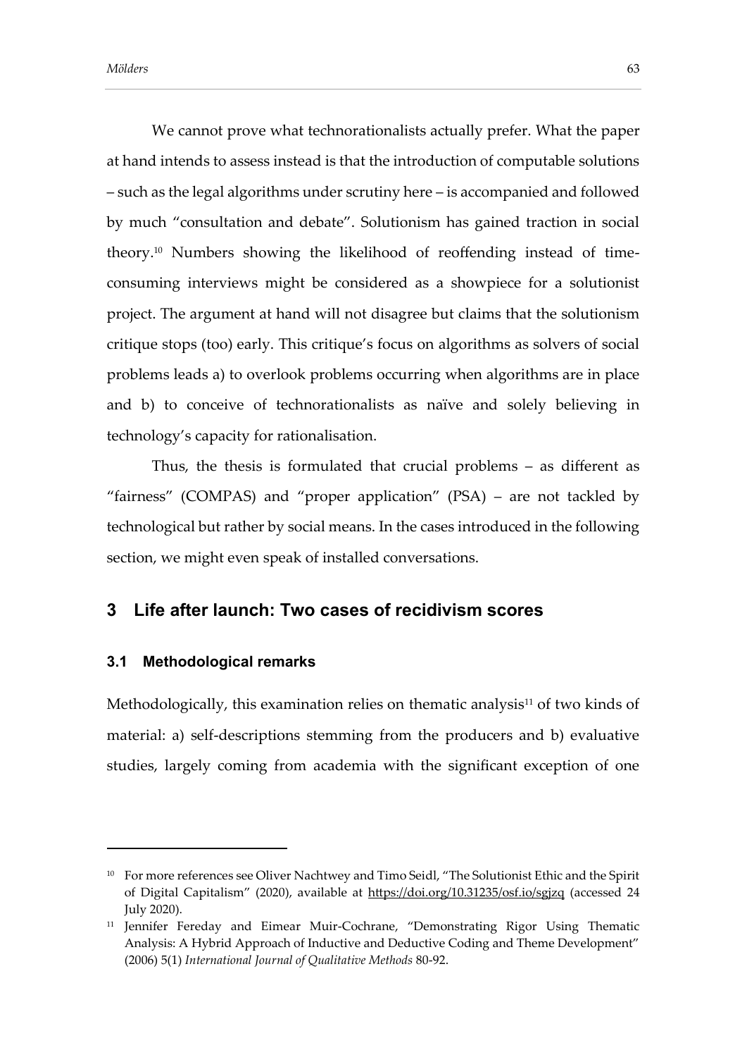We cannot prove what technorationalists actually prefer. What the paper at hand intends to assess instead is that the introduction of computable solutions – such as the legal algorithms under scrutiny here – is accompanied and followed by much "consultation and debate". Solutionism has gained traction in social theory.[10] Numbers showing the likelihood of reoffending instead of time-consuming interviews might be considered as a showpiece for a solutionist project. The argument at hand will not disagree but claims that the solutionism critique stops (too) early. This critique's focus on algorithms as solvers of social problems leads a) to overlook problems occurring when algorithms are in place and b) to conceive of technorationalists as naïve and solely believing in technology's capacity for rationalisation.

Thus, the thesis is formulated that crucial problems – as different as "fairness" (COMPAS) and "proper application" (PSA) – are not tackled by technological but rather by social means. In the cases introduced in the following section, we might even speak of installed conversations.

## 3 Life after launch: Two cases of recidivism scores

### 3.1 Methodological remarks

Methodologically, this examination relies on thematic analysis[11] of two kinds of material: a) self-descriptions stemming from the producers and b) evaluative studies, largely coming from academia with the significant exception of one

---

[10] For more references see Oliver Nachtwey and Timo Seidl, "The Solutionist Ethic and the Spirit of Digital Capitalism" (2020), available at https://doi.org/10.31235/osf.io/sgjzq (accessed 24 July 2020).

[11] Jennifer Fereday and Eimear Muir-Cochrane, "Demonstrating Rigor Using Thematic Analysis: A Hybrid Approach of Inductive and Deductive Coding and Theme Development" (2006) 5(1) *International Journal of Qualitative Methods* 80-92.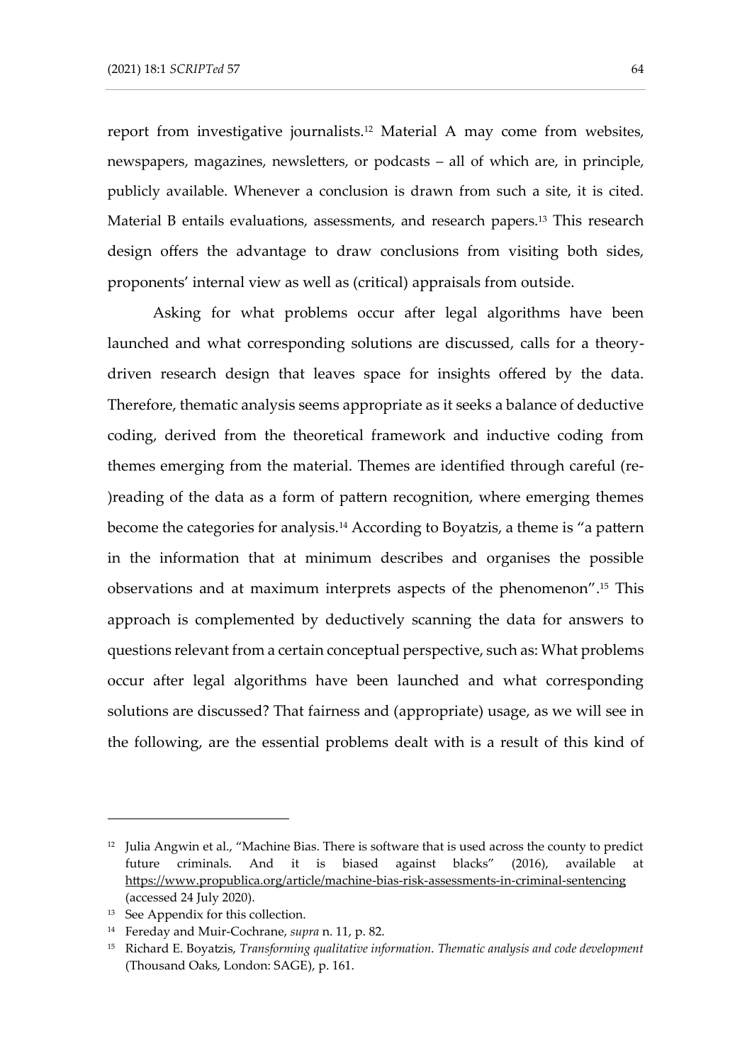report from investigative journalists.[12] Material A may come from websites, newspapers, magazines, newsletters, or podcasts – all of which are, in principle, publicly available. Whenever a conclusion is drawn from such a site, it is cited. Material B entails evaluations, assessments, and research papers.[13] This research design offers the advantage to draw conclusions from visiting both sides, proponents' internal view as well as (critical) appraisals from outside.

Asking for what problems occur after legal algorithms have been launched and what corresponding solutions are discussed, calls for a theory-driven research design that leaves space for insights offered by the data. Therefore, thematic analysis seems appropriate as it seeks a balance of deductive coding, derived from the theoretical framework and inductive coding from themes emerging from the material. Themes are identified through careful (re-)reading of the data as a form of pattern recognition, where emerging themes become the categories for analysis.[14] According to Boyatzis, a theme is "a pattern in the information that at minimum describes and organises the possible observations and at maximum interprets aspects of the phenomenon".[15] This approach is complemented by deductively scanning the data for answers to questions relevant from a certain conceptual perspective, such as: What problems occur after legal algorithms have been launched and what corresponding solutions are discussed? That fairness and (appropriate) usage, as we will see in the following, are the essential problems dealt with is a result of this kind of

---

[12] Julia Angwin et al., "Machine Bias. There is software that is used across the county to predict future criminals. And it is biased against blacks" (2016), available at https://www.propublica.org/article/machine-bias-risk-assessments-in-criminal-sentencing (accessed 24 July 2020).

[13] See Appendix for this collection.

[14] Fereday and Muir-Cochrane, *supra* n. 11, p. 82.

[15] Richard E. Boyatzis, *Transforming qualitative information. Thematic analysis and code development* (Thousand Oaks, London: SAGE), p. 161.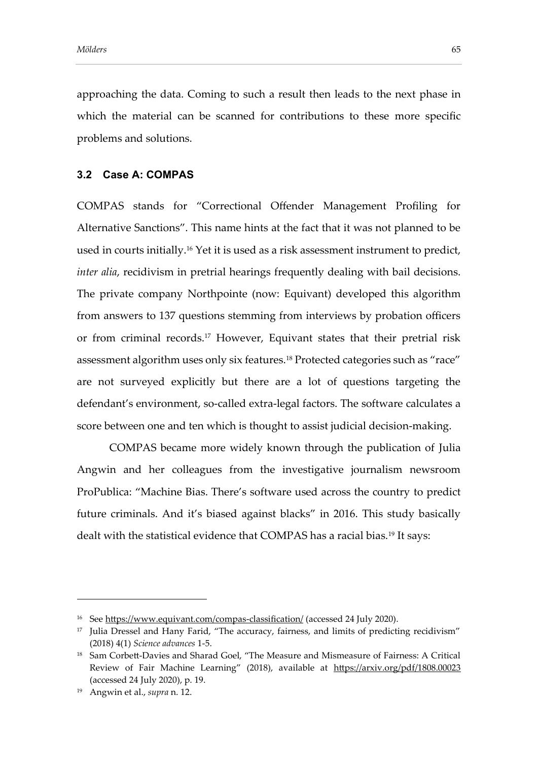approaching the data. Coming to such a result then leads to the next phase in which the material can be scanned for contributions to these more specific problems and solutions.

### 3.2 Case A: COMPAS

COMPAS stands for "Correctional Offender Management Profiling for Alternative Sanctions". This name hints at the fact that it was not planned to be used in courts initially.[16] Yet it is used as a risk assessment instrument to predict, *inter alia*, recidivism in pretrial hearings frequently dealing with bail decisions. The private company Northpointe (now: Equivant) developed this algorithm from answers to 137 questions stemming from interviews by probation officers or from criminal records.[17] However, Equivant states that their pretrial risk assessment algorithm uses only six features.[18] Protected categories such as "race" are not surveyed explicitly but there are a lot of questions targeting the defendant's environment, so-called extra-legal factors. The software calculates a score between one and ten which is thought to assist judicial decision-making.

COMPAS became more widely known through the publication of Julia Angwin and her colleagues from the investigative journalism newsroom ProPublica: "Machine Bias. There's software used across the country to predict future criminals. And it's biased against blacks" in 2016. This study basically dealt with the statistical evidence that COMPAS has a racial bias.[19] It says:

---

[16] See https://www.equivant.com/compas-classification/ (accessed 24 July 2020).

[17] Julia Dressel and Hany Farid, "The accuracy, fairness, and limits of predicting recidivism" (2018) 4(1) *Science advances* 1-5.

[18] Sam Corbett-Davies and Sharad Goel, "The Measure and Mismeasure of Fairness: A Critical Review of Fair Machine Learning" (2018), available at https://arxiv.org/pdf/1808.00023 (accessed 24 July 2020), p. 19.

[19] Angwin et al., *supra* n. 12.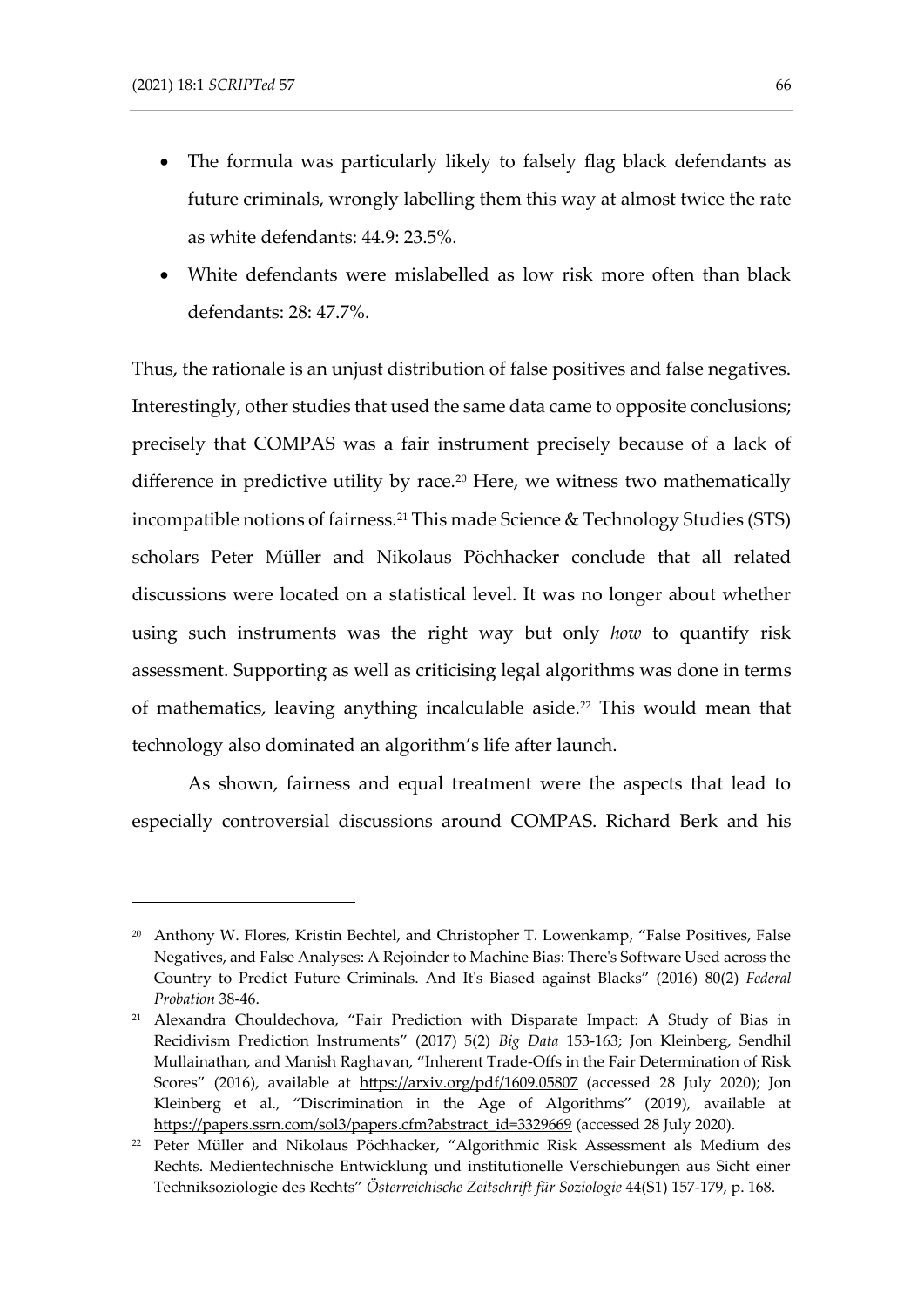- The formula was particularly likely to falsely flag black defendants as future criminals, wrongly labelling them this way at almost twice the rate as white defendants: 44.9: 23.5%.
- White defendants were mislabelled as low risk more often than black defendants: 28: 47.7%.

Thus, the rationale is an unjust distribution of false positives and false negatives. Interestingly, other studies that used the same data came to opposite conclusions; precisely that COMPAS was a fair instrument precisely because of a lack of difference in predictive utility by race.[20] Here, we witness two mathematically incompatible notions of fairness.[21] This made Science & Technology Studies (STS) scholars Peter Müller and Nikolaus Pöchhacker conclude that all related discussions were located on a statistical level. It was no longer about whether using such instruments was the right way but only *how* to quantify risk assessment. Supporting as well as criticising legal algorithms was done in terms of mathematics, leaving anything incalculable aside.[22] This would mean that technology also dominated an algorithm's life after launch.

As shown, fairness and equal treatment were the aspects that lead to especially controversial discussions around COMPAS. Richard Berk and his

---

[20] Anthony W. Flores, Kristin Bechtel, and Christopher T. Lowenkamp, "False Positives, False Negatives, and False Analyses: A Rejoinder to Machine Bias: There's Software Used across the Country to Predict Future Criminals. And It's Biased against Blacks" (2016) 80(2) *Federal Probation* 38-46.

[21] Alexandra Chouldechova, "Fair Prediction with Disparate Impact: A Study of Bias in Recidivism Prediction Instruments" (2017) 5(2) *Big Data* 153-163; Jon Kleinberg, Sendhil Mullainathan, and Manish Raghavan, "Inherent Trade-Offs in the Fair Determination of Risk Scores" (2016), available at https://arxiv.org/pdf/1609.05807 (accessed 28 July 2020); Jon Kleinberg et al., "Discrimination in the Age of Algorithms" (2019), available at https://papers.ssrn.com/sol3/papers.cfm?abstract_id=3329669 (accessed 28 July 2020).

[22] Peter Müller and Nikolaus Pöchhacker, "Algorithmic Risk Assessment als Medium des Rechts. Medientechnische Entwicklung und institutionelle Verschiebungen aus Sicht einer Techniksoziologie des Rechts" *Österreichische Zeitschrift für Soziologie* 44(S1) 157-179, p. 168.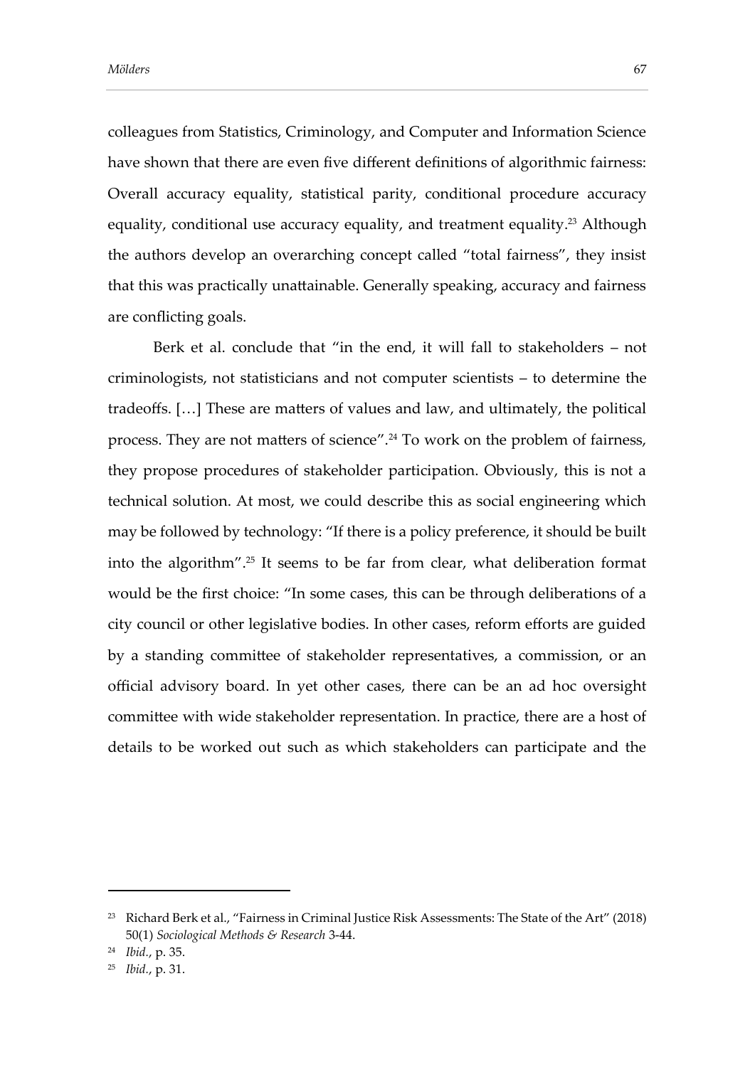colleagues from Statistics, Criminology, and Computer and Information Science have shown that there are even five different definitions of algorithmic fairness: Overall accuracy equality, statistical parity, conditional procedure accuracy equality, conditional use accuracy equality, and treatment equality.[23] Although the authors develop an overarching concept called "total fairness", they insist that this was practically unattainable. Generally speaking, accuracy and fairness are conflicting goals.

Berk et al. conclude that "in the end, it will fall to stakeholders – not criminologists, not statisticians and not computer scientists – to determine the tradeoffs. […] These are matters of values and law, and ultimately, the political process. They are not matters of science".[24] To work on the problem of fairness, they propose procedures of stakeholder participation. Obviously, this is not a technical solution. At most, we could describe this as social engineering which may be followed by technology: "If there is a policy preference, it should be built into the algorithm".[25] It seems to be far from clear, what deliberation format would be the first choice: "In some cases, this can be through deliberations of a city council or other legislative bodies. In other cases, reform efforts are guided by a standing committee of stakeholder representatives, a commission, or an official advisory board. In yet other cases, there can be an ad hoc oversight committee with wide stakeholder representation. In practice, there are a host of details to be worked out such as which stakeholders can participate and the

---

[23] Richard Berk et al., "Fairness in Criminal Justice Risk Assessments: The State of the Art" (2018) 50(1) *Sociological Methods & Research* 3-44.

[24] *Ibid.*, p. 35.

[25] *Ibid.*, p. 31.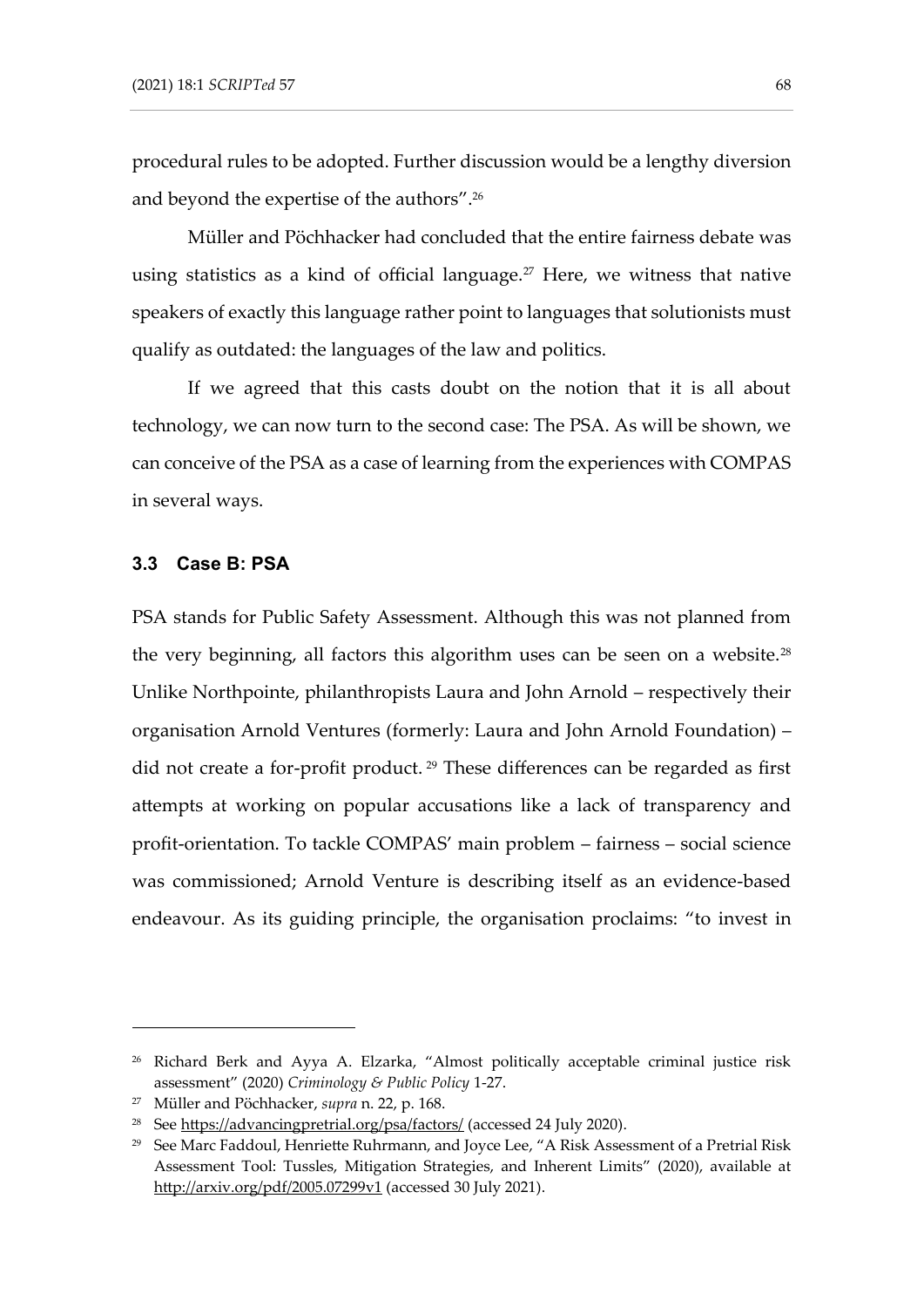procedural rules to be adopted. Further discussion would be a lengthy diversion and beyond the expertise of the authors".[26]

Müller and Pöchhacker had concluded that the entire fairness debate was using statistics as a kind of official language.[27] Here, we witness that native speakers of exactly this language rather point to languages that solutionists must qualify as outdated: the languages of the law and politics.

If we agreed that this casts doubt on the notion that it is all about technology, we can now turn to the second case: The PSA. As will be shown, we can conceive of the PSA as a case of learning from the experiences with COMPAS in several ways.

### 3.3 Case B: PSA

PSA stands for Public Safety Assessment. Although this was not planned from the very beginning, all factors this algorithm uses can be seen on a website.[28] Unlike Northpointe, philanthropists Laura and John Arnold – respectively their organisation Arnold Ventures (formerly: Laura and John Arnold Foundation) – did not create a for-profit product.[29] These differences can be regarded as first attempts at working on popular accusations like a lack of transparency and profit-orientation. To tackle COMPAS' main problem – fairness – social science was commissioned; Arnold Venture is describing itself as an evidence-based endeavour. As its guiding principle, the organisation proclaims: "to invest in

---

[26] Richard Berk and Ayya A. Elzarka, "Almost politically acceptable criminal justice risk assessment" (2020) *Criminology & Public Policy* 1-27.

[27] Müller and Pöchhacker, *supra* n. 22, p. 168.

[28] See https://advancingpretrial.org/psa/factors/ (accessed 24 July 2020).

[29] See Marc Faddoul, Henriette Ruhrmann, and Joyce Lee, "A Risk Assessment of a Pretrial Risk Assessment Tool: Tussles, Mitigation Strategies, and Inherent Limits" (2020), available at http://arxiv.org/pdf/2005.07299v1 (accessed 30 July 2021).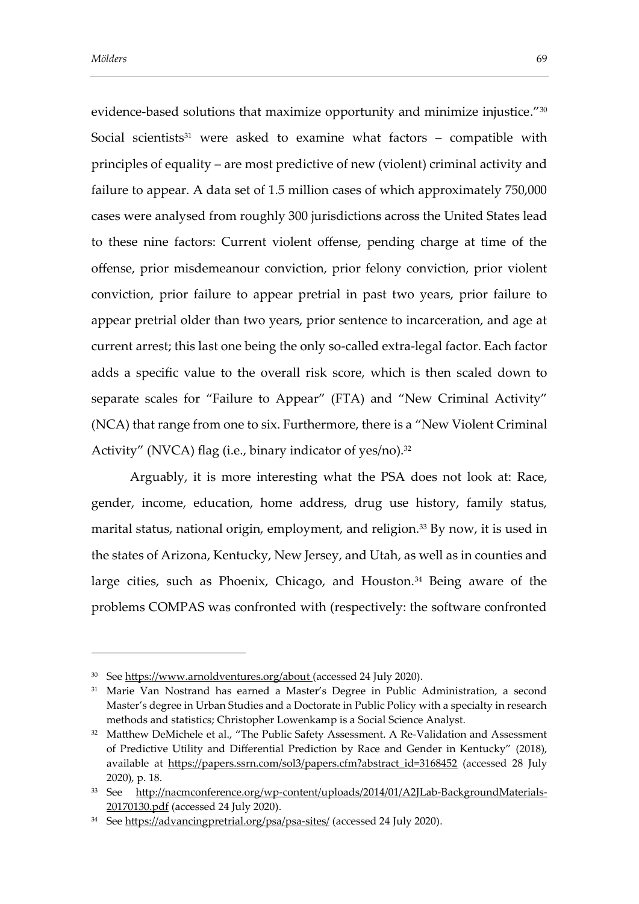evidence-based solutions that maximize opportunity and minimize injustice."[30] Social scientists[31] were asked to examine what factors – compatible with principles of equality – are most predictive of new (violent) criminal activity and failure to appear. A data set of 1.5 million cases of which approximately 750,000 cases were analysed from roughly 300 jurisdictions across the United States lead to these nine factors: Current violent offense, pending charge at time of the offense, prior misdemeanour conviction, prior felony conviction, prior violent conviction, prior failure to appear pretrial in past two years, prior failure to appear pretrial older than two years, prior sentence to incarceration, and age at current arrest; this last one being the only so-called extra-legal factor. Each factor adds a specific value to the overall risk score, which is then scaled down to separate scales for "Failure to Appear" (FTA) and "New Criminal Activity" (NCA) that range from one to six. Furthermore, there is a "New Violent Criminal Activity" (NVCA) flag (i.e., binary indicator of yes/no).[32]

Arguably, it is more interesting what the PSA does not look at: Race, gender, income, education, home address, drug use history, family status, marital status, national origin, employment, and religion.[33] By now, it is used in the states of Arizona, Kentucky, New Jersey, and Utah, as well as in counties and large cities, such as Phoenix, Chicago, and Houston.[34] Being aware of the problems COMPAS was confronted with (respectively: the software confronted

---

[30] See https://www.arnoldventures.org/about (accessed 24 July 2020).

[31] Marie Van Nostrand has earned a Master's Degree in Public Administration, a second Master's degree in Urban Studies and a Doctorate in Public Policy with a specialty in research methods and statistics; Christopher Lowenkamp is a Social Science Analyst.

[32] Matthew DeMichele et al., "The Public Safety Assessment. A Re-Validation and Assessment of Predictive Utility and Differential Prediction by Race and Gender in Kentucky" (2018), available at https://papers.ssrn.com/sol3/papers.cfm?abstract_id=3168452 (accessed 28 July 2020), p. 18.

[33] See http://nacmconference.org/wp-content/uploads/2014/01/A2JLab-BackgroundMaterials-20170130.pdf (accessed 24 July 2020).

[34] See https://advancingpretrial.org/psa/psa-sites/ (accessed 24 July 2020).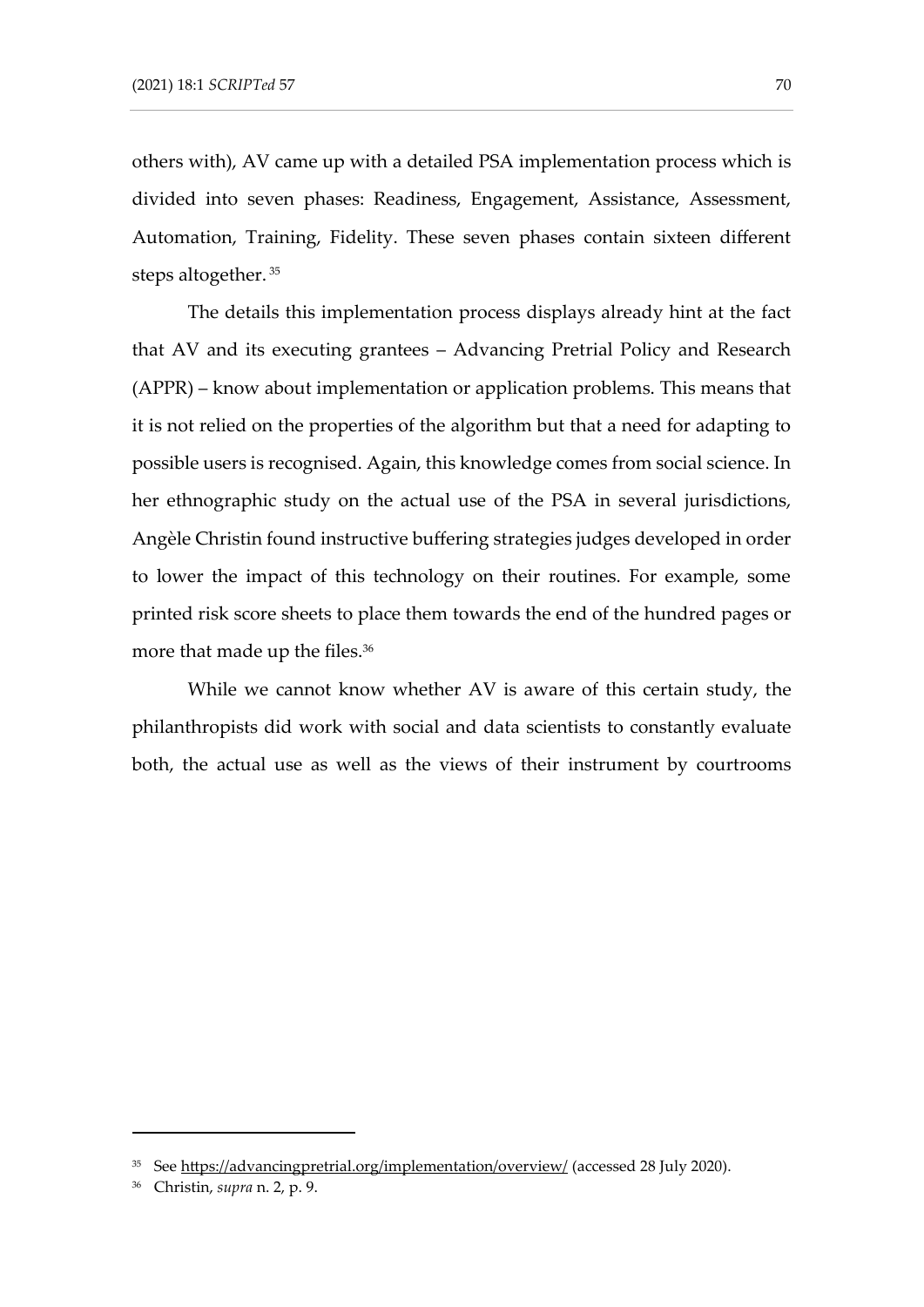others with), AV came up with a detailed PSA implementation process which is divided into seven phases: Readiness, Engagement, Assistance, Assessment, Automation, Training, Fidelity. These seven phases contain sixteen different steps altogether.[35]

The details this implementation process displays already hint at the fact that AV and its executing grantees – Advancing Pretrial Policy and Research (APPR) – know about implementation or application problems. This means that it is not relied on the properties of the algorithm but that a need for adapting to possible users is recognised. Again, this knowledge comes from social science. In her ethnographic study on the actual use of the PSA in several jurisdictions, Angèle Christin found instructive buffering strategies judges developed in order to lower the impact of this technology on their routines. For example, some printed risk score sheets to place them towards the end of the hundred pages or more that made up the files.[36]

While we cannot know whether AV is aware of this certain study, the philanthropists did work with social and data scientists to constantly evaluate both, the actual use as well as the views of their instrument by courtrooms

---

[35] See https://advancingpretrial.org/implementation/overview/ (accessed 28 July 2020).

[36] Christin, *supra* n. 2, p. 9.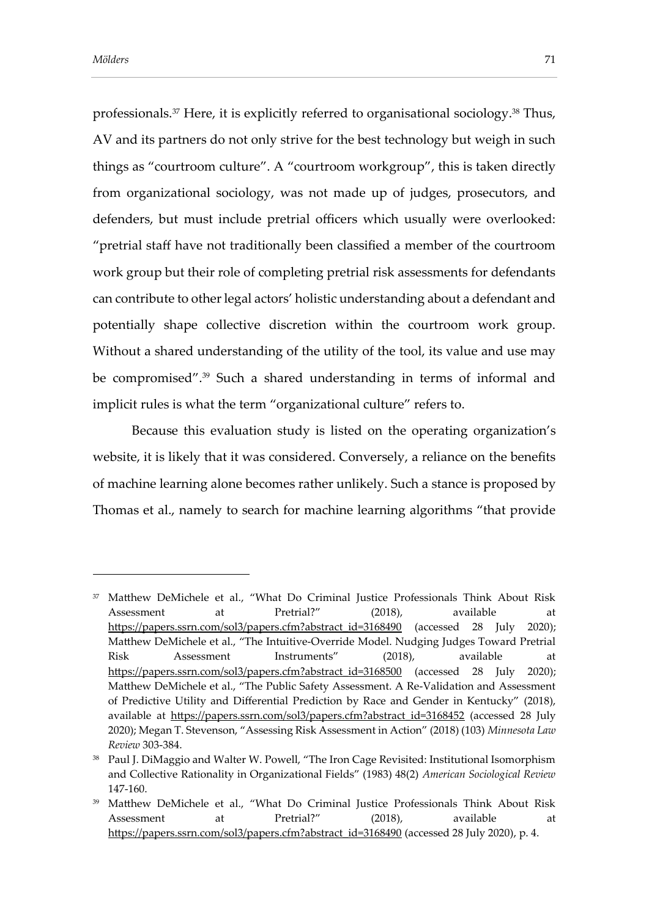professionals.[37] Here, it is explicitly referred to organisational sociology.[38] Thus, AV and its partners do not only strive for the best technology but weigh in such things as "courtroom culture". A "courtroom workgroup", this is taken directly from organizational sociology, was not made up of judges, prosecutors, and defenders, but must include pretrial officers which usually were overlooked: "pretrial staff have not traditionally been classified a member of the courtroom work group but their role of completing pretrial risk assessments for defendants can contribute to other legal actors' holistic understanding about a defendant and potentially shape collective discretion within the courtroom work group. Without a shared understanding of the utility of the tool, its value and use may be compromised".[39] Such a shared understanding in terms of informal and implicit rules is what the term "organizational culture" refers to.

Because this evaluation study is listed on the operating organization's website, it is likely that it was considered. Conversely, a reliance on the benefits of machine learning alone becomes rather unlikely. Such a stance is proposed by Thomas et al., namely to search for machine learning algorithms "that provide

---

[37] Matthew DeMichele et al., "What Do Criminal Justice Professionals Think About Risk Assessment at Pretrial?" (2018), available at https://papers.ssrn.com/sol3/papers.cfm?abstract_id=3168490 (accessed 28 July 2020); Matthew DeMichele et al., "The Intuitive-Override Model. Nudging Judges Toward Pretrial Risk Assessment Instruments" (2018), available at https://papers.ssrn.com/sol3/papers.cfm?abstract_id=3168500 (accessed 28 July 2020); Matthew DeMichele et al., "The Public Safety Assessment. A Re-Validation and Assessment of Predictive Utility and Differential Prediction by Race and Gender in Kentucky" (2018), available at https://papers.ssrn.com/sol3/papers.cfm?abstract_id=3168452 (accessed 28 July 2020); Megan T. Stevenson, "Assessing Risk Assessment in Action" (2018) (103) *Minnesota Law Review* 303-384.

[38] Paul J. DiMaggio and Walter W. Powell, "The Iron Cage Revisited: Institutional Isomorphism and Collective Rationality in Organizational Fields" (1983) 48(2) *American Sociological Review* 147-160.

[39] Matthew DeMichele et al., "What Do Criminal Justice Professionals Think About Risk Assessment at Pretrial?" (2018), available at https://papers.ssrn.com/sol3/papers.cfm?abstract_id=3168490 (accessed 28 July 2020), p. 4.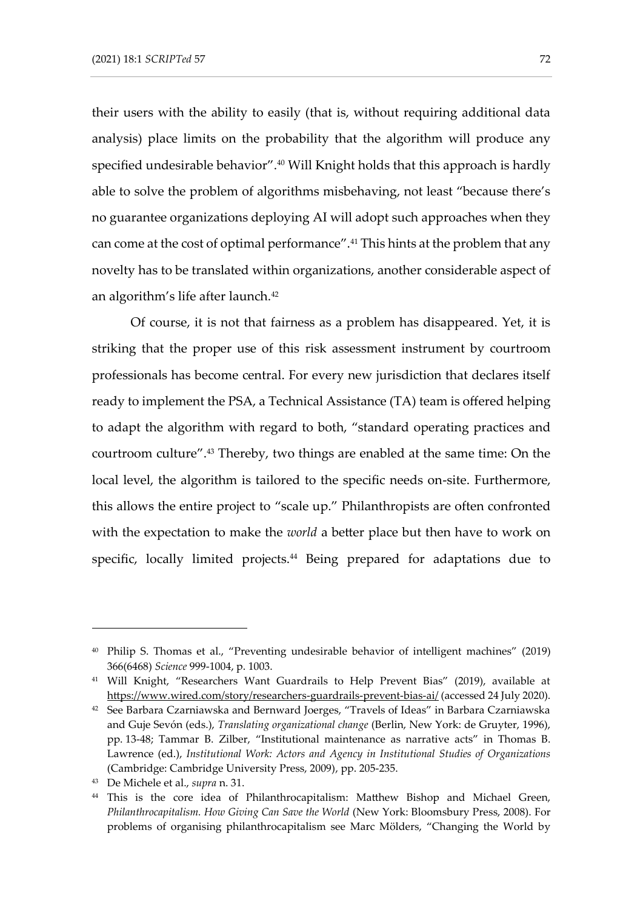their users with the ability to easily (that is, without requiring additional data analysis) place limits on the probability that the algorithm will produce any specified undesirable behavior".[40] Will Knight holds that this approach is hardly able to solve the problem of algorithms misbehaving, not least "because there's no guarantee organizations deploying AI will adopt such approaches when they can come at the cost of optimal performance".[41] This hints at the problem that any novelty has to be translated within organizations, another considerable aspect of an algorithm's life after launch.[42]

Of course, it is not that fairness as a problem has disappeared. Yet, it is striking that the proper use of this risk assessment instrument by courtroom professionals has become central. For every new jurisdiction that declares itself ready to implement the PSA, a Technical Assistance (TA) team is offered helping to adapt the algorithm with regard to both, "standard operating practices and courtroom culture".[43] Thereby, two things are enabled at the same time: On the local level, the algorithm is tailored to the specific needs on-site. Furthermore, this allows the entire project to "scale up." Philanthropists are often confronted with the expectation to make the *world* a better place but then have to work on specific, locally limited projects.[44] Being prepared for adaptations due to

---

[40] Philip S. Thomas et al., "Preventing undesirable behavior of intelligent machines" (2019) 366(6468) *Science* 999-1004, p. 1003.

[41] Will Knight, "Researchers Want Guardrails to Help Prevent Bias" (2019), available at https://www.wired.com/story/researchers-guardrails-prevent-bias-ai/ (accessed 24 July 2020).

[42] See Barbara Czarniawska and Bernward Joerges, "Travels of Ideas" in Barbara Czarniawska and Guje Sevón (eds.), *Translating organizational change* (Berlin, New York: de Gruyter, 1996), pp. 13-48; Tammar B. Zilber, "Institutional maintenance as narrative acts" in Thomas B. Lawrence (ed.), *Institutional Work: Actors and Agency in Institutional Studies of Organizations* (Cambridge: Cambridge University Press, 2009), pp. 205-235.

[43] De Michele et al., *supra* n. 31.

[44] This is the core idea of Philanthrocapitalism: Matthew Bishop and Michael Green, *Philanthrocapitalism. How Giving Can Save the World* (New York: Bloomsbury Press, 2008). For problems of organising philanthrocapitalism see Marc Mölders, "Changing the World by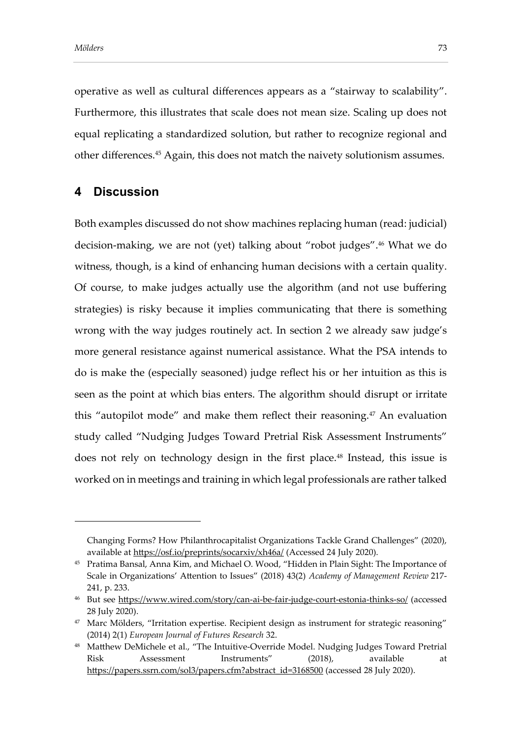operative as well as cultural differences appears as a "stairway to scalability". Furthermore, this illustrates that scale does not mean size. Scaling up does not equal replicating a standardized solution, but rather to recognize regional and other differences.[45] Again, this does not match the naivety solutionism assumes.

## 4 Discussion

Both examples discussed do not show machines replacing human (read: judicial) decision-making, we are not (yet) talking about "robot judges".[46] What we do witness, though, is a kind of enhancing human decisions with a certain quality. Of course, to make judges actually use the algorithm (and not use buffering strategies) is risky because it implies communicating that there is something wrong with the way judges routinely act. In section 2 we already saw judge's more general resistance against numerical assistance. What the PSA intends to do is make the (especially seasoned) judge reflect his or her intuition as this is seen as the point at which bias enters. The algorithm should disrupt or irritate this "autopilot mode" and make them reflect their reasoning.[47] An evaluation study called "Nudging Judges Toward Pretrial Risk Assessment Instruments" does not rely on technology design in the first place.[48] Instead, this issue is worked on in meetings and training in which legal professionals are rather talked

---

Changing Forms? How Philanthrocapitalist Organizations Tackle Grand Challenges" (2020), available at https://osf.io/preprints/socarxiv/xh46a/ (Accessed 24 July 2020).

[45] Pratima Bansal, Anna Kim, and Michael O. Wood, "Hidden in Plain Sight: The Importance of Scale in Organizations' Attention to Issues" (2018) 43(2) *Academy of Management Review* 217-241, p. 233.

[46] But see https://www.wired.com/story/can-ai-be-fair-judge-court-estonia-thinks-so/ (accessed 28 July 2020).

[47] Marc Mölders, "Irritation expertise. Recipient design as instrument for strategic reasoning" (2014) 2(1) *European Journal of Futures Research* 32.

[48] Matthew DeMichele et al., "The Intuitive-Override Model. Nudging Judges Toward Pretrial Risk Assessment Instruments" (2018), available at https://papers.ssrn.com/sol3/papers.cfm?abstract_id=3168500 (accessed 28 July 2020).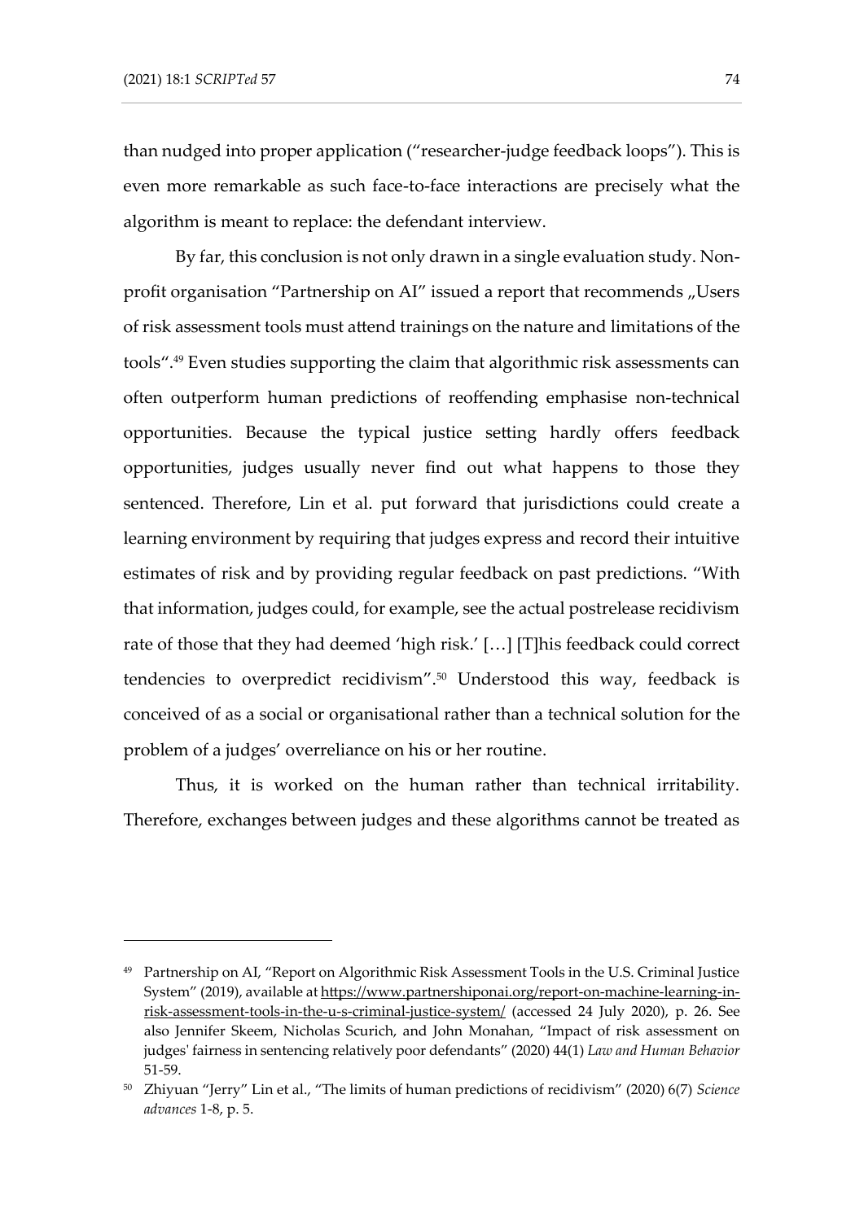than nudged into proper application ("researcher-judge feedback loops"). This is even more remarkable as such face-to-face interactions are precisely what the algorithm is meant to replace: the defendant interview.

By far, this conclusion is not only drawn in a single evaluation study. Non-profit organisation "Partnership on AI" issued a report that recommends „Users of risk assessment tools must attend trainings on the nature and limitations of the tools".[49] Even studies supporting the claim that algorithmic risk assessments can often outperform human predictions of reoffending emphasise non-technical opportunities. Because the typical justice setting hardly offers feedback opportunities, judges usually never find out what happens to those they sentenced. Therefore, Lin et al. put forward that jurisdictions could create a learning environment by requiring that judges express and record their intuitive estimates of risk and by providing regular feedback on past predictions. "With that information, judges could, for example, see the actual postrelease recidivism rate of those that they had deemed 'high risk.' […] [T]his feedback could correct tendencies to overpredict recidivism".[50] Understood this way, feedback is conceived of as a social or organisational rather than a technical solution for the problem of a judges' overreliance on his or her routine.

Thus, it is worked on the human rather than technical irritability. Therefore, exchanges between judges and these algorithms cannot be treated as

---

[49] Partnership on AI, "Report on Algorithmic Risk Assessment Tools in the U.S. Criminal Justice System" (2019), available at https://www.partnershiponai.org/report-on-machine-learning-in-risk-assessment-tools-in-the-u-s-criminal-justice-system/ (accessed 24 July 2020), p. 26. See also Jennifer Skeem, Nicholas Scurich, and John Monahan, "Impact of risk assessment on judges' fairness in sentencing relatively poor defendants" (2020) 44(1) *Law and Human Behavior* 51-59.

[50] Zhiyuan "Jerry" Lin et al., "The limits of human predictions of recidivism" (2020) 6(7) *Science advances* 1-8, p. 5.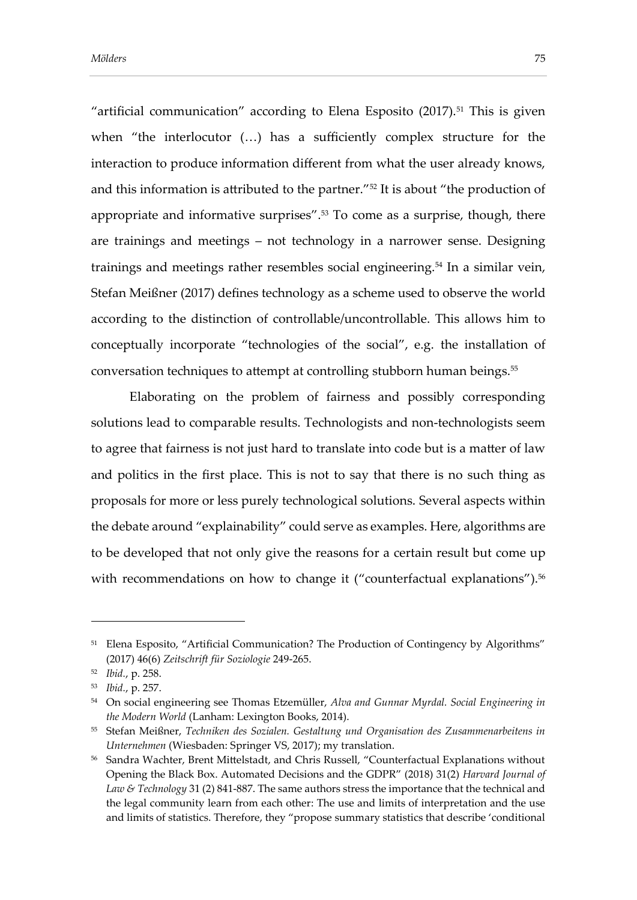"artificial communication" according to Elena Esposito (2017).[51] This is given when "the interlocutor (…) has a sufficiently complex structure for the interaction to produce information different from what the user already knows, and this information is attributed to the partner."[52] It is about "the production of appropriate and informative surprises".[53] To come as a surprise, though, there are trainings and meetings – not technology in a narrower sense. Designing trainings and meetings rather resembles social engineering.[54] In a similar vein, Stefan Meißner (2017) defines technology as a scheme used to observe the world according to the distinction of controllable/uncontrollable. This allows him to conceptually incorporate "technologies of the social", e.g. the installation of conversation techniques to attempt at controlling stubborn human beings.[55]

Elaborating on the problem of fairness and possibly corresponding solutions lead to comparable results. Technologists and non-technologists seem to agree that fairness is not just hard to translate into code but is a matter of law and politics in the first place. This is not to say that there is no such thing as proposals for more or less purely technological solutions. Several aspects within the debate around "explainability" could serve as examples. Here, algorithms are to be developed that not only give the reasons for a certain result but come up with recommendations on how to change it ("counterfactual explanations").[56]

---

[51] Elena Esposito, "Artificial Communication? The Production of Contingency by Algorithms" (2017) 46(6) *Zeitschrift für Soziologie* 249-265.

[52] *Ibid.*, p. 258.

[53] *Ibid.*, p. 257.

[54] On social engineering see Thomas Etzemüller, *Alva and Gunnar Myrdal. Social Engineering in the Modern World* (Lanham: Lexington Books, 2014).

[55] Stefan Meißner, *Techniken des Sozialen. Gestaltung und Organisation des Zusammenarbeitens in Unternehmen* (Wiesbaden: Springer VS, 2017); my translation.

[56] Sandra Wachter, Brent Mittelstadt, and Chris Russell, "Counterfactual Explanations without Opening the Black Box. Automated Decisions and the GDPR" (2018) 31(2) *Harvard Journal of Law & Technology* 31 (2) 841-887. The same authors stress the importance that the technical and the legal community learn from each other: The use and limits of interpretation and the use and limits of statistics. Therefore, they "propose summary statistics that describe 'conditional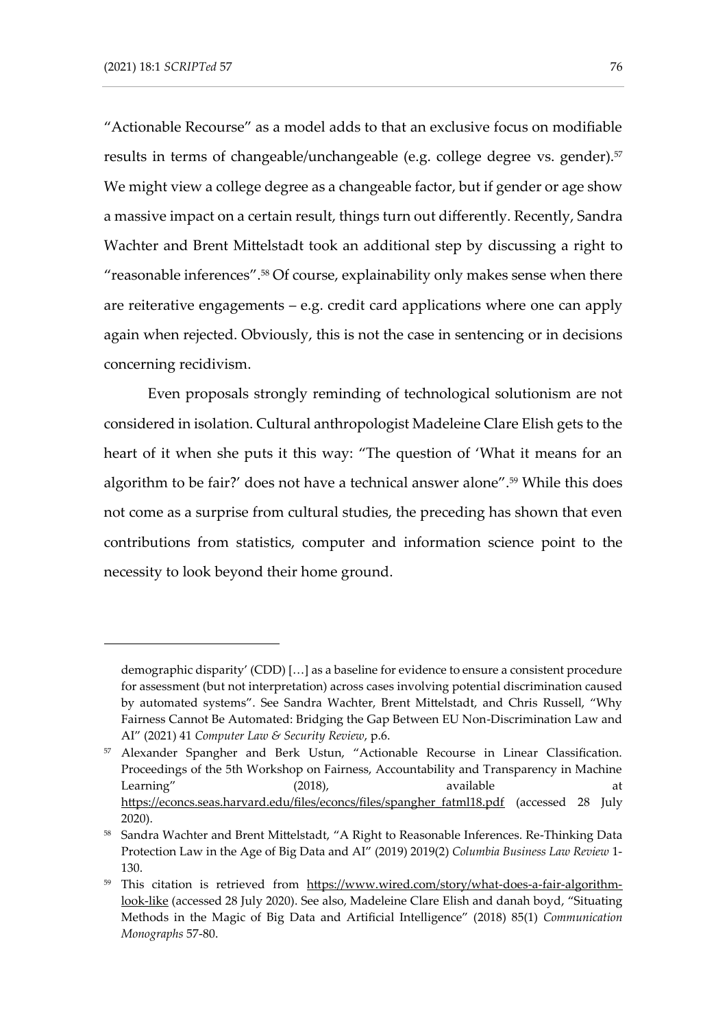"Actionable Recourse" as a model adds to that an exclusive focus on modifiable results in terms of changeable/unchangeable (e.g. college degree vs. gender).[57] We might view a college degree as a changeable factor, but if gender or age show a massive impact on a certain result, things turn out differently. Recently, Sandra Wachter and Brent Mittelstadt took an additional step by discussing a right to "reasonable inferences".[58] Of course, explainability only makes sense when there are reiterative engagements – e.g. credit card applications where one can apply again when rejected. Obviously, this is not the case in sentencing or in decisions concerning recidivism.

Even proposals strongly reminding of technological solutionism are not considered in isolation. Cultural anthropologist Madeleine Clare Elish gets to the heart of it when she puts it this way: "The question of 'What it means for an algorithm to be fair?' does not have a technical answer alone".[59] While this does not come as a surprise from cultural studies, the preceding has shown that even contributions from statistics, computer and information science point to the necessity to look beyond their home ground.

---

demographic disparity' (CDD) […] as a baseline for evidence to ensure a consistent procedure for assessment (but not interpretation) across cases involving potential discrimination caused by automated systems". See Sandra Wachter, Brent Mittelstadt, and Chris Russell, "Why Fairness Cannot Be Automated: Bridging the Gap Between EU Non-Discrimination Law and AI" (2021) 41 *Computer Law & Security Review*, p.6.

[57] Alexander Spangher and Berk Ustun, "Actionable Recourse in Linear Classification. Proceedings of the 5th Workshop on Fairness, Accountability and Transparency in Machine Learning" (2018), available at https://econcs.seas.harvard.edu/files/econcs/files/spangher_fatml18.pdf (accessed 28 July 2020).

[58] Sandra Wachter and Brent Mittelstadt, "A Right to Reasonable Inferences. Re-Thinking Data Protection Law in the Age of Big Data and AI" (2019) 2019(2) *Columbia Business Law Review* 1-130.

[59] This citation is retrieved from https://www.wired.com/story/what-does-a-fair-algorithm-look-like (accessed 28 July 2020). See also, Madeleine Clare Elish and danah boyd, "Situating Methods in the Magic of Big Data and Artificial Intelligence" (2018) 85(1) *Communication Monographs* 57-80.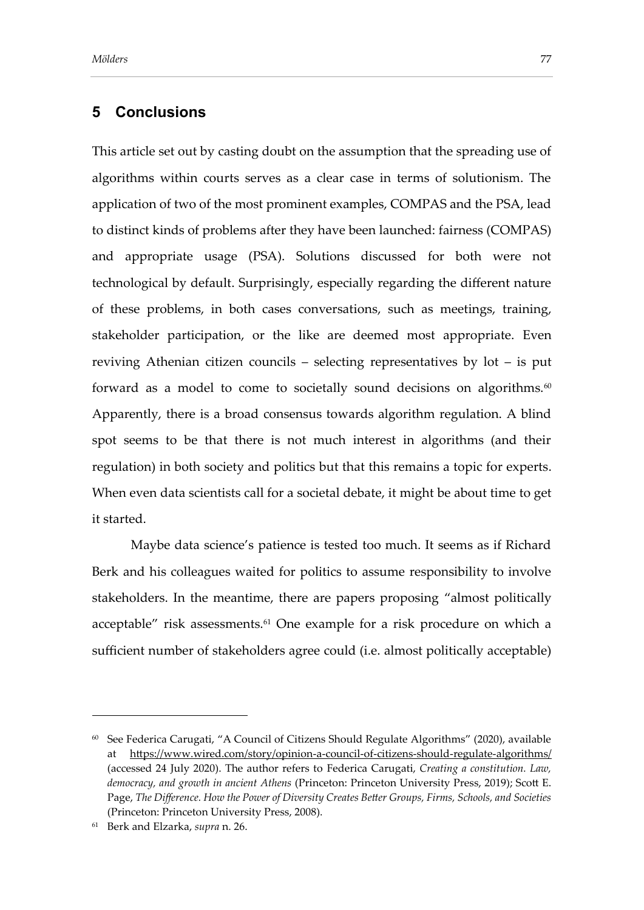## 5 Conclusions

This article set out by casting doubt on the assumption that the spreading use of algorithms within courts serves as a clear case in terms of solutionism. The application of two of the most prominent examples, COMPAS and the PSA, lead to distinct kinds of problems after they have been launched: fairness (COMPAS) and appropriate usage (PSA). Solutions discussed for both were not technological by default. Surprisingly, especially regarding the different nature of these problems, in both cases conversations, such as meetings, training, stakeholder participation, or the like are deemed most appropriate. Even reviving Athenian citizen councils – selecting representatives by lot – is put forward as a model to come to societally sound decisions on algorithms.[60] Apparently, there is a broad consensus towards algorithm regulation. A blind spot seems to be that there is not much interest in algorithms (and their regulation) in both society and politics but that this remains a topic for experts. When even data scientists call for a societal debate, it might be about time to get it started.

Maybe data science's patience is tested too much. It seems as if Richard Berk and his colleagues waited for politics to assume responsibility to involve stakeholders. In the meantime, there are papers proposing "almost politically acceptable" risk assessments.[61] One example for a risk procedure on which a sufficient number of stakeholders agree could (i.e. almost politically acceptable)

---

[60] See Federica Carugati, "A Council of Citizens Should Regulate Algorithms" (2020), available at https://www.wired.com/story/opinion-a-council-of-citizens-should-regulate-algorithms/ (accessed 24 July 2020). The author refers to Federica Carugati, *Creating a constitution. Law, democracy, and growth in ancient Athens* (Princeton: Princeton University Press, 2019); Scott E. Page, *The Difference. How the Power of Diversity Creates Better Groups, Firms, Schools, and Societies* (Princeton: Princeton University Press, 2008).

[61] Berk and Elzarka, *supra* n. 26.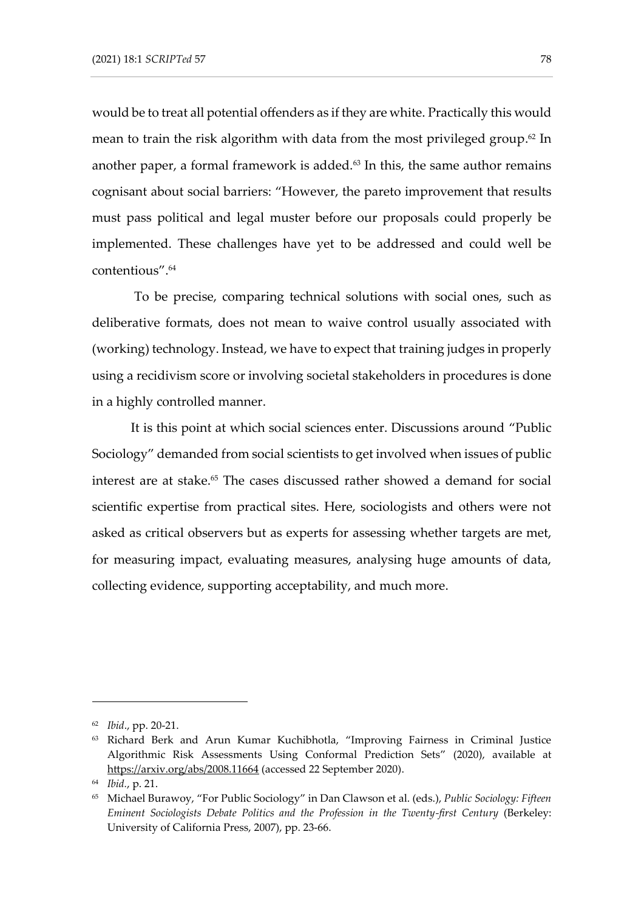would be to treat all potential offenders as if they are white. Practically this would mean to train the risk algorithm with data from the most privileged group.[62] In another paper, a formal framework is added.[63] In this, the same author remains cognisant about social barriers: "However, the pareto improvement that results must pass political and legal muster before our proposals could properly be implemented. These challenges have yet to be addressed and could well be contentious".[64]

To be precise, comparing technical solutions with social ones, such as deliberative formats, does not mean to waive control usually associated with (working) technology. Instead, we have to expect that training judges in properly using a recidivism score or involving societal stakeholders in procedures is done in a highly controlled manner.

It is this point at which social sciences enter. Discussions around "Public Sociology" demanded from social scientists to get involved when issues of public interest are at stake.[65] The cases discussed rather showed a demand for social scientific expertise from practical sites. Here, sociologists and others were not asked as critical observers but as experts for assessing whether targets are met, for measuring impact, evaluating measures, analysing huge amounts of data, collecting evidence, supporting acceptability, and much more.

---

[62] *Ibid*., pp. 20-21.

[63] Richard Berk and Arun Kumar Kuchibhotla, "Improving Fairness in Criminal Justice Algorithmic Risk Assessments Using Conformal Prediction Sets" (2020), available at https://arxiv.org/abs/2008.11664 (accessed 22 September 2020).

[64] *Ibid.*, p. 21.

[65] Michael Burawoy, "For Public Sociology" in Dan Clawson et al. (eds.), *Public Sociology: Fifteen Eminent Sociologists Debate Politics and the Profession in the Twenty-first Century* (Berkeley: University of California Press, 2007), pp. 23-66.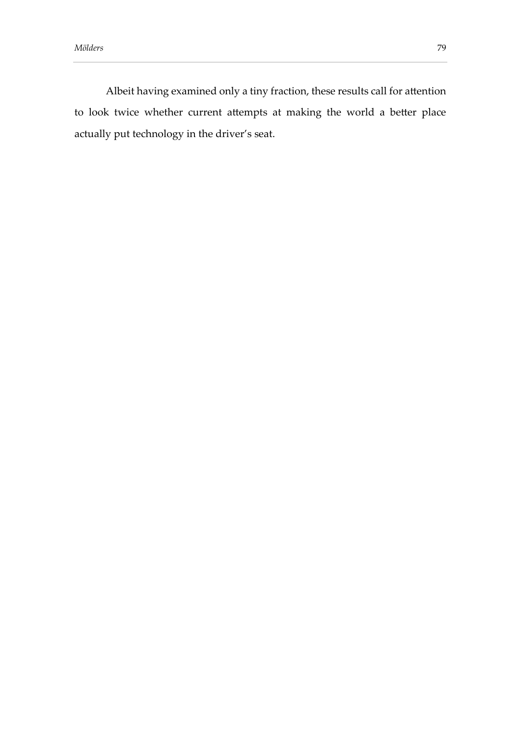Albeit having examined only a tiny fraction, these results call for attention to look twice whether current attempts at making the world a better place actually put technology in the driver's seat.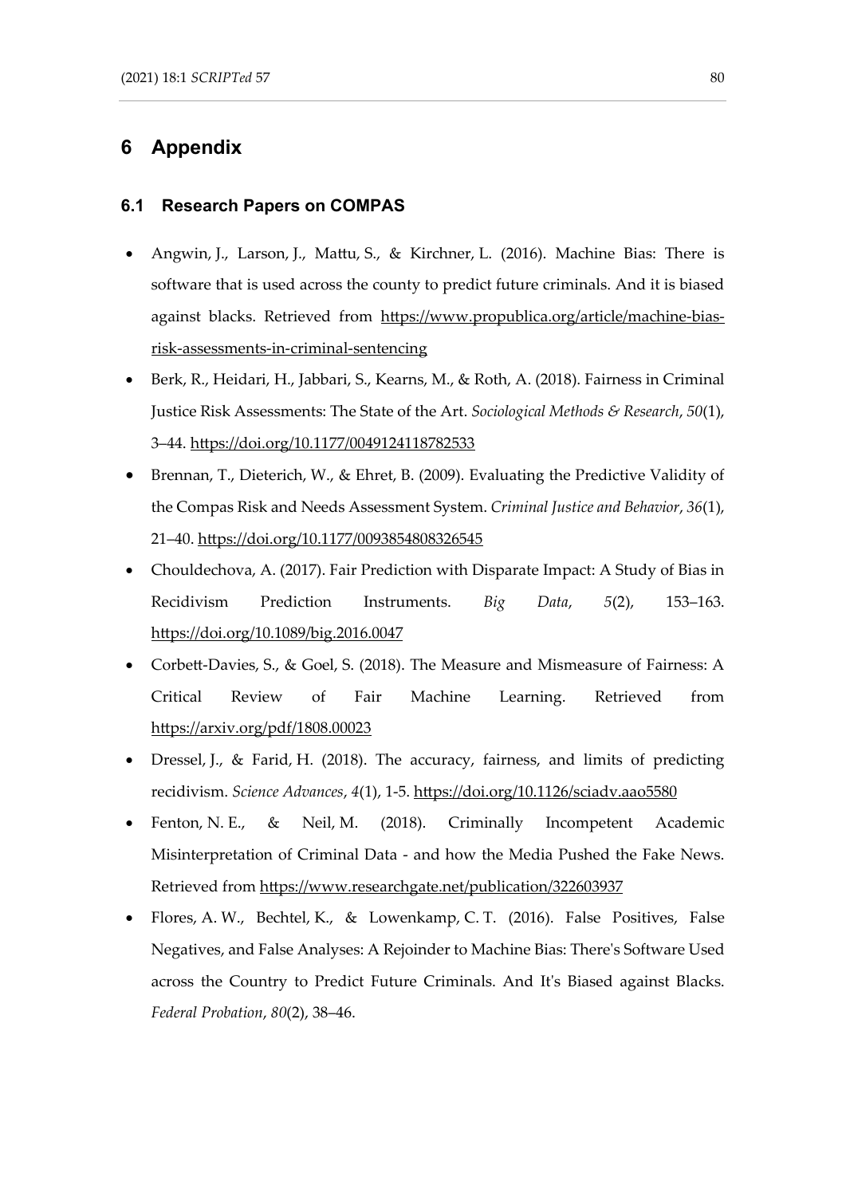# 6 Appendix

## 6.1 Research Papers on COMPAS

- Angwin, J., Larson, J., Mattu, S., & Kirchner, L. (2016). Machine Bias: There is software that is used across the county to predict future criminals. And it is biased against blacks. Retrieved from https://www.propublica.org/article/machine-bias-risk-assessments-in-criminal-sentencing
- Berk, R., Heidari, H., Jabbari, S., Kearns, M., & Roth, A. (2018). Fairness in Criminal Justice Risk Assessments: The State of the Art. *Sociological Methods & Research*, *50*(1), 3–44. https://doi.org/10.1177/0049124118782533
- Brennan, T., Dieterich, W., & Ehret, B. (2009). Evaluating the Predictive Validity of the Compas Risk and Needs Assessment System. *Criminal Justice and Behavior*, *36*(1), 21–40. https://doi.org/10.1177/0093854808326545
- Chouldechova, A. (2017). Fair Prediction with Disparate Impact: A Study of Bias in Recidivism Prediction Instruments. *Big Data*, *5*(2), 153–163. https://doi.org/10.1089/big.2016.0047
- Corbett-Davies, S., & Goel, S. (2018). The Measure and Mismeasure of Fairness: A Critical Review of Fair Machine Learning. Retrieved from https://arxiv.org/pdf/1808.00023
- Dressel, J., & Farid, H. (2018). The accuracy, fairness, and limits of predicting recidivism. *Science Advances*, *4*(1), 1-5. https://doi.org/10.1126/sciadv.aao5580
- Fenton, N. E., & Neil, M. (2018). Criminally Incompetent Academic Misinterpretation of Criminal Data - and how the Media Pushed the Fake News. Retrieved from https://www.researchgate.net/publication/322603937
- Flores, A. W., Bechtel, K., & Lowenkamp, C. T. (2016). False Positives, False Negatives, and False Analyses: A Rejoinder to Machine Bias: There's Software Used across the Country to Predict Future Criminals. And It's Biased against Blacks. *Federal Probation*, *80*(2), 38–46.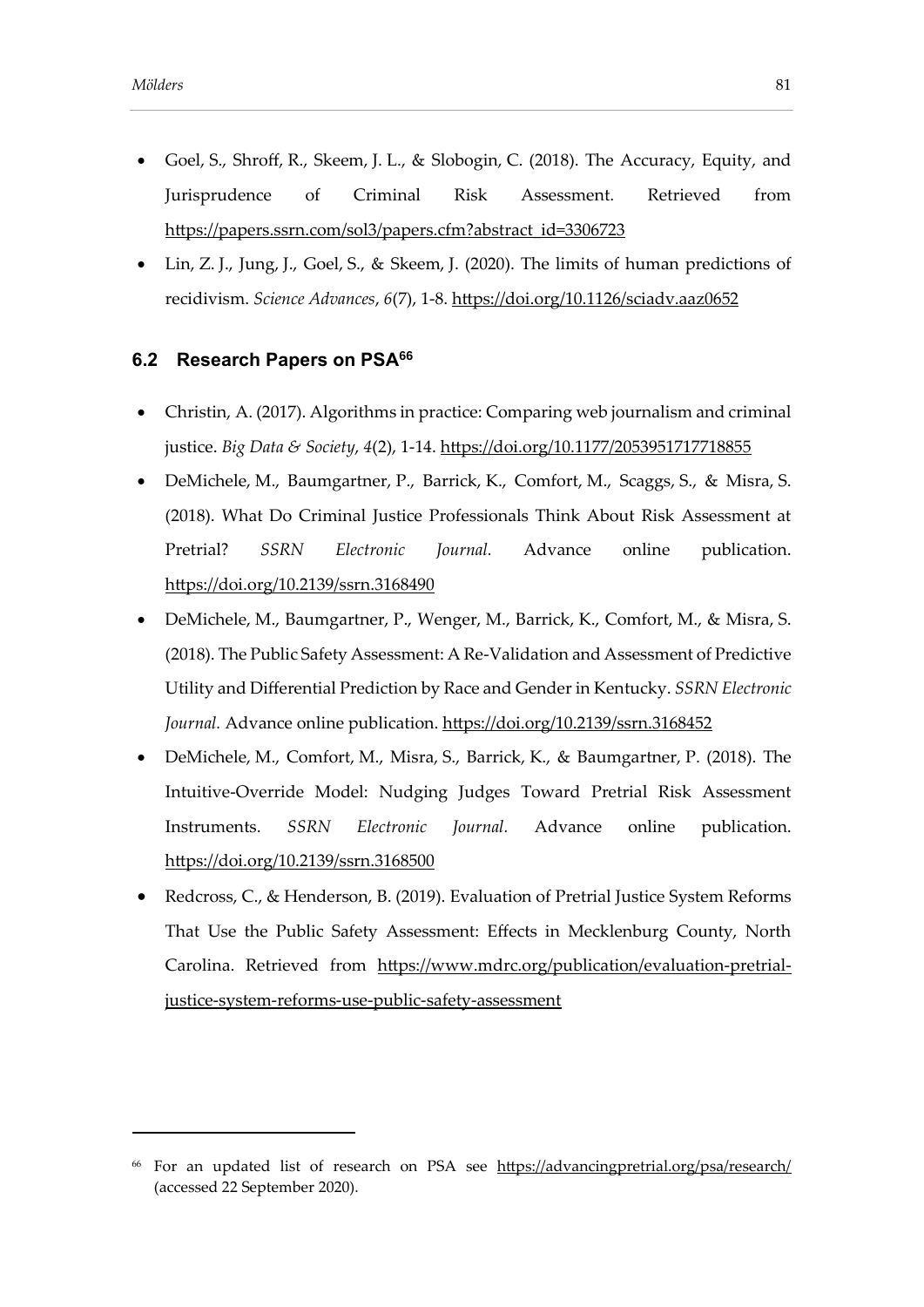- Goel, S., Shroff, R., Skeem, J. L., & Slobogin, C. (2018). The Accuracy, Equity, and Jurisprudence of Criminal Risk Assessment. Retrieved from https://papers.ssrn.com/sol3/papers.cfm?abstract_id=3306723
- Lin, Z. J., Jung, J., Goel, S., & Skeem, J. (2020). The limits of human predictions of recidivism. *Science Advances*, *6*(7), 1-8. https://doi.org/10.1126/sciadv.aaz0652

## 6.2 Research Papers on PSA[66]

- Christin, A. (2017). Algorithms in practice: Comparing web journalism and criminal justice. *Big Data & Society*, *4*(2), 1-14. https://doi.org/10.1177/2053951717718855
- DeMichele, M., Baumgartner, P., Barrick, K., Comfort, M., Scaggs, S., & Misra, S. (2018). What Do Criminal Justice Professionals Think About Risk Assessment at Pretrial? *SSRN Electronic Journal.* Advance online publication. https://doi.org/10.2139/ssrn.3168490
- DeMichele, M., Baumgartner, P., Wenger, M., Barrick, K., Comfort, M., & Misra, S. (2018). The Public Safety Assessment: A Re-Validation and Assessment of Predictive Utility and Differential Prediction by Race and Gender in Kentucky. *SSRN Electronic Journal.* Advance online publication. https://doi.org/10.2139/ssrn.3168452
- DeMichele, M., Comfort, M., Misra, S., Barrick, K., & Baumgartner, P. (2018). The Intuitive-Override Model: Nudging Judges Toward Pretrial Risk Assessment Instruments. *SSRN Electronic Journal.* Advance online publication. https://doi.org/10.2139/ssrn.3168500
- Redcross, C., & Henderson, B. (2019). Evaluation of Pretrial Justice System Reforms That Use the Public Safety Assessment: Effects in Mecklenburg County, North Carolina. Retrieved from https://www.mdrc.org/publication/evaluation-pretrial-justice-system-reforms-use-public-safety-assessment

---

[66] For an updated list of research on PSA see https://advancingpretrial.org/psa/research/ (accessed 22 September 2020).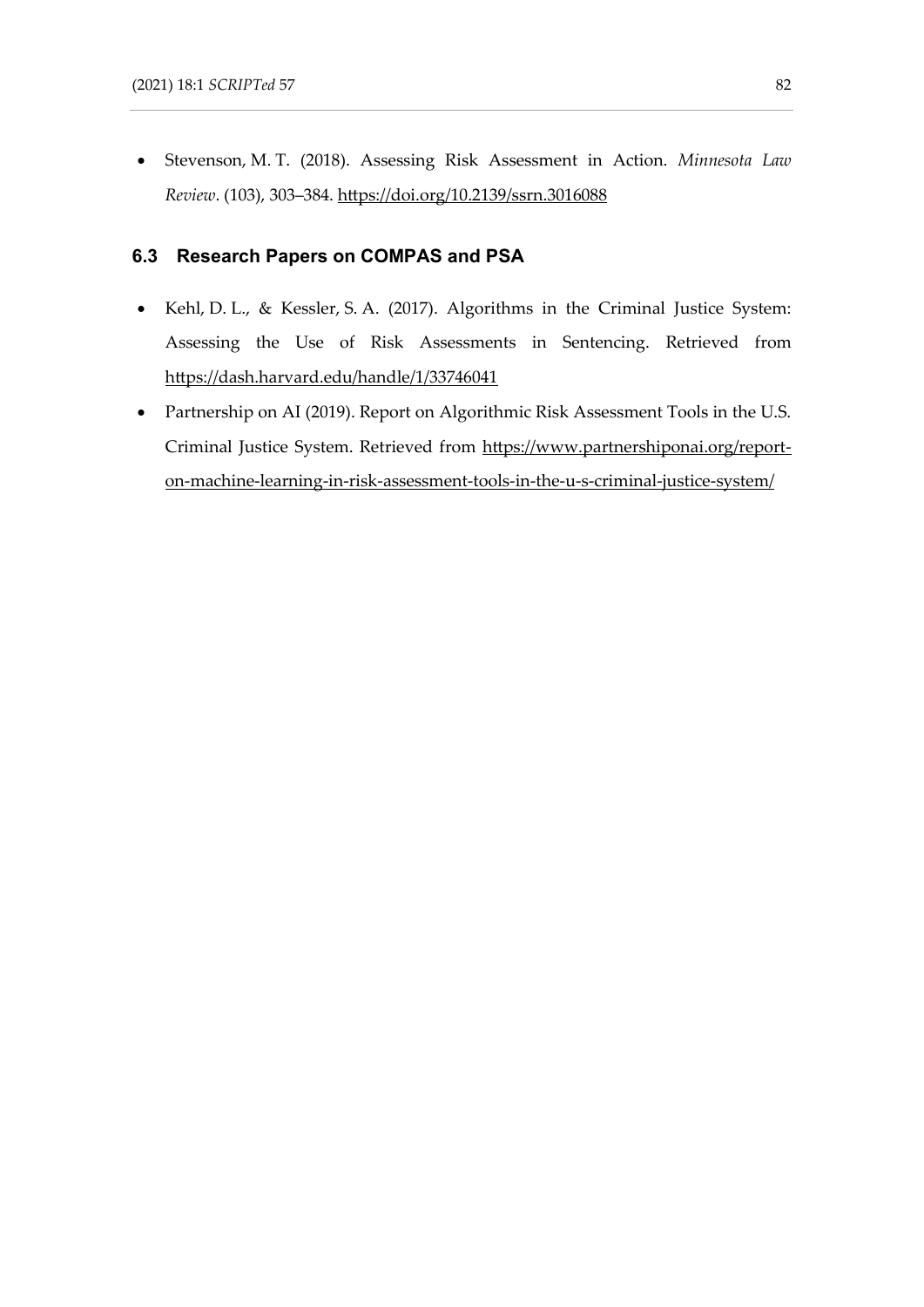- Stevenson, M. T. (2018). Assessing Risk Assessment in Action. *Minnesota Law Review*. (103), 303–384. https://doi.org/10.2139/ssrn.3016088

### 6.3 Research Papers on COMPAS and PSA

- Kehl, D. L., & Kessler, S. A. (2017). Algorithms in the Criminal Justice System: Assessing the Use of Risk Assessments in Sentencing. Retrieved from https://dash.harvard.edu/handle/1/33746041
- Partnership on AI (2019). Report on Algorithmic Risk Assessment Tools in the U.S. Criminal Justice System. Retrieved from https://www.partnershiponai.org/report-on-machine-learning-in-risk-assessment-tools-in-the-u-s-criminal-justice-system/